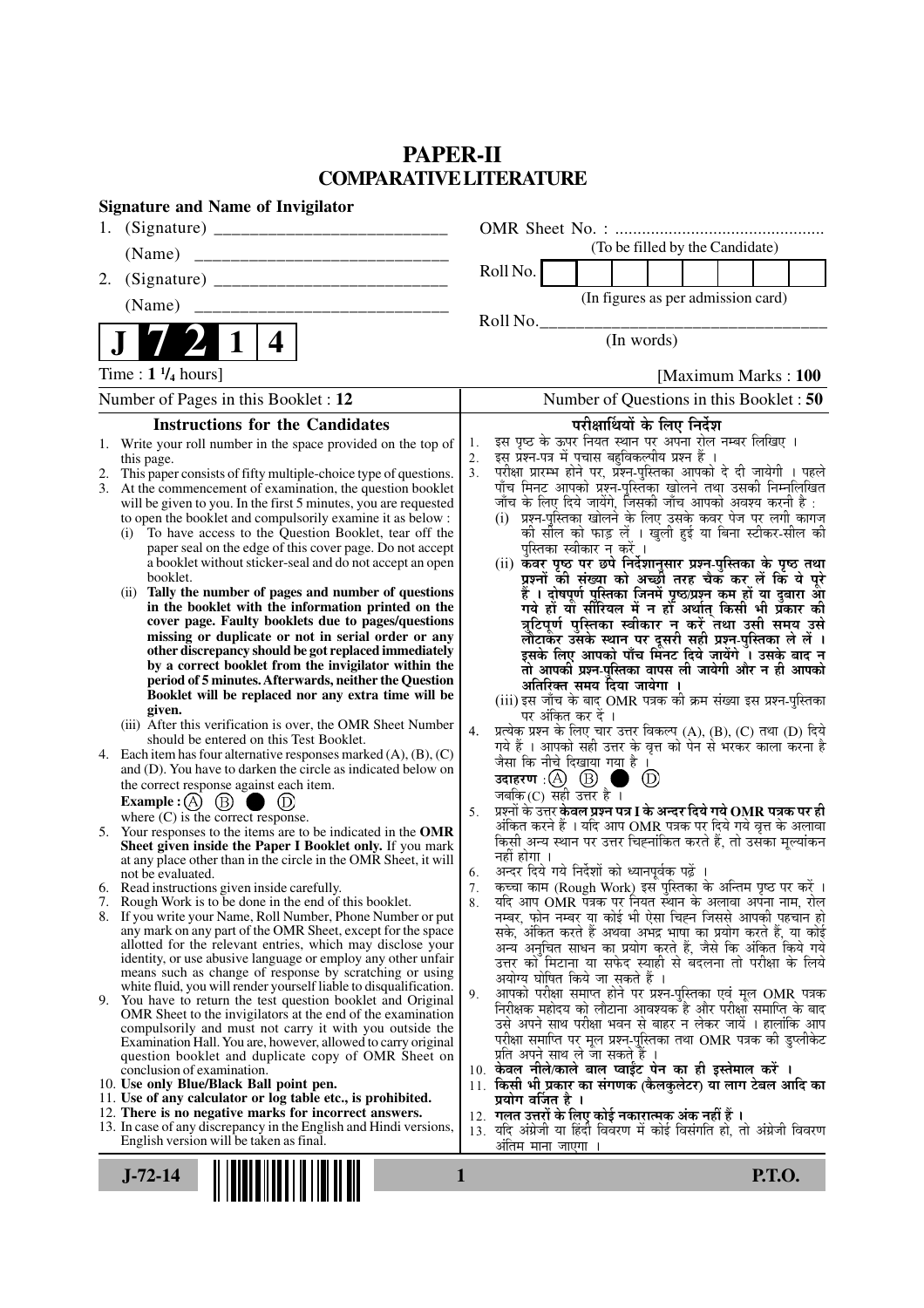# PAPER-II
## COMPARATIVE LITERATURE

**Signature and Name of Invigilator**

1. (Signature) __________________________

   (Name) __________________________

2. (Signature) __________________________

   (Name) __________________________

**J 7 2 1 4**

OMR Sheet No. : ...............................................

(To be filled by the Candidate)

Roll No. | | | | | | | | |

(In figures as per admission card)

Roll No.________________________________

(In words)

Time : **1 ¼ hours**] [Maximum Marks : **100**

Number of Pages in this Booklet : 12 | Number of Questions in this Booklet : 50

### Instructions for the Candidates

1. Write your roll number in the space provided on the top of this page.
2. This paper consists of fifty multiple-choice type of questions.
3. At the commencement of examination, the question booklet will be given to you. In the first 5 minutes, you are requested to open the booklet and compulsorily examine it as below :
   (i) To have access to the Question Booklet, tear off the paper seal on the edge of this cover page. Do not accept a booklet without sticker-seal and do not accept an open booklet.
   (ii) **Tally the number of pages and number of questions in the booklet with the information printed on the cover page. Faulty booklets due to pages/questions missing or duplicate or not in serial order or any other discrepancy should be got replaced immediately by a correct booklet from the invigilator within the period of 5 minutes. Afterwards, neither the Question Booklet will be replaced nor any extra time will be given.**
   (iii) After this verification is over, the OMR Sheet Number should be entered on this Test Booklet.
4. Each item has four alternative responses marked (A), (B), (C) and (D). You have to darken the circle as indicated below on the correct response against each item.
   **Example :** (A) (B) ● (D)
   where (C) is the correct response.
5. Your responses to the items are to be indicated in the **OMR Sheet given inside the Paper I Booklet only.** If you mark at any place other than in the circle in the OMR Sheet, it will not be evaluated.
6. Read instructions given inside carefully.
7. Rough Work is to be done in the end of this booklet.
8. If you write your Name, Roll Number, Phone Number or put any mark on any part of the OMR Sheet, except for the space allotted for the relevant entries, which may disclose your identity, or use abusive language or employ any other unfair means such as change of response by scratching or using white fluid, you will render yourself liable to disqualification.
9. You have to return the test question booklet and Original OMR Sheet to the invigilators at the end of the examination compulsorily and must not carry it with you outside the Examination Hall. You are, however, allowed to carry original question booklet and duplicate copy of OMR Sheet on conclusion of examination.
10. **Use only Blue/Black Ball point pen.**
11. **Use of any calculator or log table etc., is prohibited.**
12. **There is no negative marks for incorrect answers.**
13. In case of any discrepancy in the English and Hindi versions, English version will be taken as final.

### परीक्षार्थियों के लिए निर्देश

1. इस पृष्ठ के ऊपर नियत स्थान पर अपना रोल नम्बर लिखिए ।
2. इस प्रश्न-पत्र में पचास बहुविकल्पीय प्रश्न हैं ।
3. परीक्षा प्रारम्भ होने पर, प्रश्न-पुस्तिका आपको दे दी जायेगी । पहले पाँच मिनट आपको प्रश्न-पुस्तिका खोलने तथा उसकी निम्नलिखित जाँच के लिए दिये जायेंगे, जिसकी जाँच आपको अवश्य करनी है :
   (i) प्रश्न-पुस्तिका खोलने के लिए उसके कवर पेज पर लगी कागज की सील को फाड़ लें । खुली हुई या बिना स्टीकर-सील की पुस्तिका स्वीकार न करें ।
   (ii) **कवर पृष्ठ पर छपे निर्देशानुसार प्रश्न-पुस्तिका के पृष्ठ तथा प्रश्नों की संख्या को अच्छी तरह चैक कर लें कि ये पूरे हैं । दोषपूर्ण पुस्तिका जिनमें पृष्ठ/प्रश्न कम हों या दुबारा आ गये हों या सीरियल में न हों अर्थात् किसी भी प्रकार की त्रुटिपूर्ण पुस्तिका स्वीकार न करें तथा उसी समय उसे लौटाकर उसके स्थान पर दूसरी सही प्रश्न-पुस्तिका ले लें । इसके लिए आपको पाँच मिनट दिये जायेंगे । उसके बाद न तो आपकी प्रश्न-पुस्तिका वापस ली जायेगी और न ही आपको अतिरिक्त समय दिया जायेगा ।**
   (iii) इस जाँच के बाद OMR पत्रक की क्रम संख्या इस प्रश्न-पुस्तिका पर अंकित कर दें ।
4. प्रत्येक प्रश्न के लिए चार उत्तर विकल्प (A), (B), (C) तथा (D) दिये गये हैं । आपको सही उत्तर के वृत्त को पेन से भरकर काला करना है जैसा कि नीचे दिखाया गया है ।
   **उदाहरण :** (A) (B) ● (D)
   जबकि (C) सही उत्तर है ।
5. प्रश्नों के उत्तर **केवल प्रश्न पत्र I के अन्दर दिये गये OMR पत्रक पर ही** अंकित करने हैं । यदि आप OMR पत्रक पर दिये गये वृत्त के अलावा किसी अन्य स्थान पर उत्तर चिह्नांकित करते हैं, तो उसका मूल्यांकन नहीं होगा ।
6. अन्दर दिये गये निर्देशों को ध्यानपूर्वक पढ़ें ।
7. कच्चा काम (Rough Work) इस पुस्तिका के अन्तिम पृष्ठ पर करें ।
8. यदि आप OMR पत्रक पर नियत स्थान के अलावा अपना नाम, रोल नम्बर, फोन नम्बर या कोई भी ऐसा चिह्न जिससे आपकी पहचान हो सके, अंकित करते हैं अथवा अभद्र भाषा का प्रयोग करते हैं, या कोई अन्य अनुचित साधन का प्रयोग करते हैं, जैसे कि अंकित किये गये उत्तर को मिटाना या सफेद स्याही से बदलना तो परीक्षा के लिये अयोग्य घोषित किये जा सकते हैं ।
9. आपको परीक्षा समाप्त होने पर प्रश्न-पुस्तिका एवं मूल OMR पत्रक निरीक्षक महोदय को लौटाना आवश्यक है और परीक्षा समाप्ति के बाद उसे अपने साथ परीक्षा भवन से बाहर न लेकर जायें । हालांकि आप परीक्षा समाप्ति पर मूल प्रश्न-पुस्तिका तथा OMR पत्रक की डुप्लीकेट प्रति अपने साथ ले जा सकते हैं ।
10. **केवल नीले/काले बाल प्वाईंट पेन का ही इस्तेमाल करें ।**
11. **किसी भी प्रकार का संगणक (कैलकुलेटर) या लाग टेबल आदि का प्रयोग वर्जित है ।**
12. **गलत उत्तरों के लिए कोई नकारात्मक अंक नहीं हैं ।**
13. यदि अंग्रेजी या हिंदी विवरण में कोई विसंगति हो, तो अंग्रेजी विवरण अंतिम माना जाएगा ।

**J-72-14** **P.T.O.**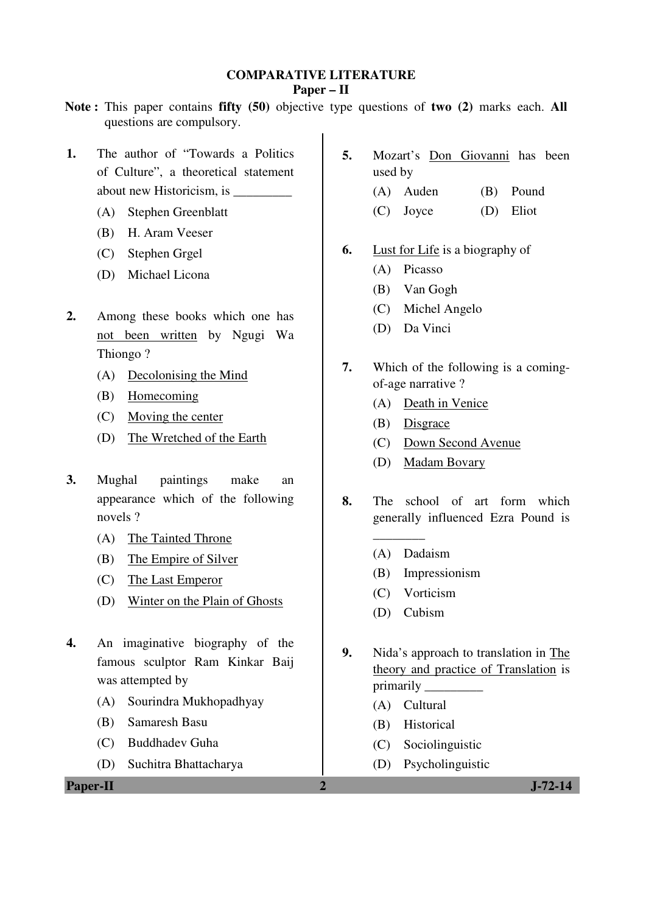## COMPARATIVE LITERATURE

### Paper – II

**Note :** This paper contains **fifty (50)** objective type questions of **two (2)** marks each. **All** questions are compulsory.

**1.** The author of "Towards a Politics of Culture", a theoretical statement about new Historicism, is _________

(A) Stephen Greenblatt

(B) H. Aram Veeser

(C) Stephen Grgel

(D) Michael Licona

**2.** Among these books which one has <u>not been written</u> by Ngugi Wa Thiongo ?

(A) <u>Decolonising the Mind</u>

(B) <u>Homecoming</u>

(C) <u>Moving the center</u>

(D) <u>The Wretched of the Earth</u>

**3.** Mughal paintings make an appearance which of the following novels ?

(A) <u>The Tainted Throne</u>

(B) <u>The Empire of Silver</u>

(C) <u>The Last Emperor</u>

(D) <u>Winter on the Plain of Ghosts</u>

**4.** An imaginative biography of the famous sculptor Ram Kinkar Baij was attempted by

(A) Sourindra Mukhopadhyay

(B) Samaresh Basu

(C) Buddhadev Guha

(D) Suchitra Bhattacharya

**5.** Mozart's <u>Don Giovanni</u> has been used by

(A) Auden

(B) Pound

(C) Joyce

(D) Eliot

**6.** <u>Lust for Life</u> is a biography of

(A) Picasso

(B) Van Gogh

(C) Michel Angelo

(D) Da Vinci

**7.** Which of the following is a coming-of-age narrative ?

(A) <u>Death in Venice</u>

(B) <u>Disgrace</u>

(C) <u>Down Second Avenue</u>

(D) <u>Madam Bovary</u>

**8.** The school of art form which generally influenced Ezra Pound is ________

(A) Dadaism

(B) Impressionism

(C) Vorticism

(D) Cubism

**9.** Nida's approach to translation in <u>The theory and practice of Translation</u> is primarily _________

(A) Cultural

(B) Historical

(C) Sociolinguistic

(D) Psycholinguistic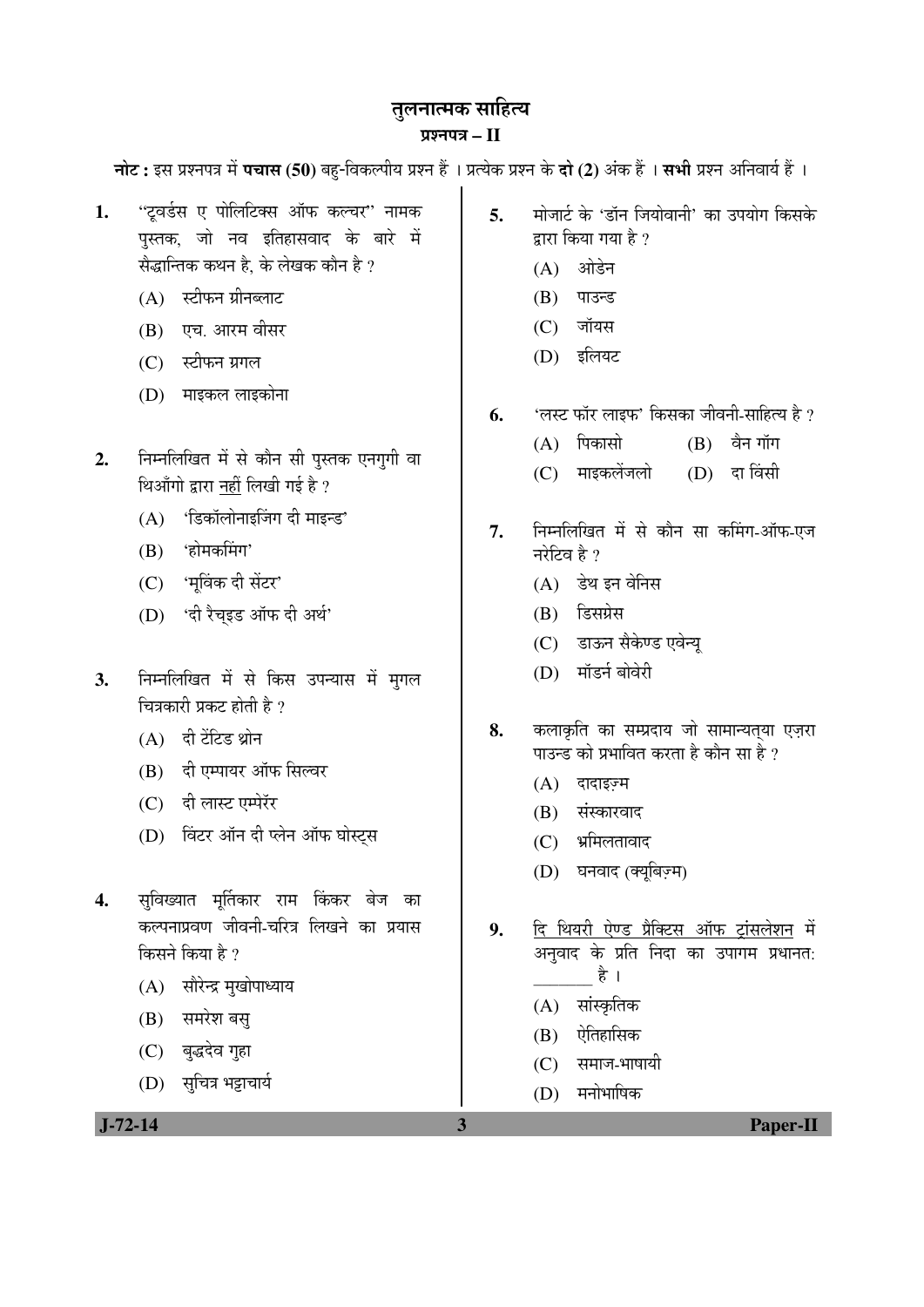# तुलनात्मक साहित्य

## प्रश्नपत्र – II

**नोट :** इस प्रश्नपत्र में **पचास (50)** बहु-विकल्पीय प्रश्न हैं । प्रत्येक प्रश्न के **दो (2)** अंक हैं । **सभी** प्रश्न अनिवार्य हैं ।

**1.** "टूवर्डस ए पोलिटिक्स ऑफ कल्चर" नामक पुस्तक, जो नव इतिहासवाद के बारे में सैद्धान्तिक कथन है, के लेखक कौन है ?

(A) स्टीफन ग्रीनब्लाट

(B) एच. आरम वीसर

(C) स्टीफन ग्रगल

(D) माइकल लाइकोना

**2.** निम्नलिखित में से कौन सी पुस्तक एनगुगी वा थिआँगो द्वारा नहीं लिखी गई है ?

(A) 'डिकॉलोनाइजिंग दी माइन्ड'

(B) 'होमकमिंग'

(C) 'मूविंक दी सेंटर'

(D) 'दी रैच्इड ऑफ दी अर्थ'

**3.** निम्नलिखित में से किस उपन्यास में मुगल चित्रकारी प्रकट होती है ?

(A) दी टेंटिड थ्रोन

(B) दी एम्पायर ऑफ सिल्वर

(C) दी लास्ट एम्पेरर

(D) विंटर ऑन दी प्लेन ऑफ घोस्ट्स

**4.** सुविख्यात मूर्तिकार राम किंकर बेज का कल्पनाप्रवण जीवनी-चरित्र लिखने का प्रयास किसने किया है ?

(A) सौरेन्द्र मुखोपाध्याय

(B) समरेश बसु

(C) बुद्धदेव गुहा

(D) सुचित्र भट्टाचार्य

**5.** मोजार्ट के 'डॉन जियोवानी' का उपयोग किसके द्वारा किया गया है ?

(A) ओडेन

(B) पाउन्ड

(C) जॉयस

(D) इलियट

**6.** 'लस्ट फॉर लाइफ' किसका जीवनी-साहित्य है ?

(A) पिकासो

(B) वैन गॉग

(C) माइकलेंजलो

(D) दा विंसी

**7.** निम्नलिखित में से कौन सा कमिंग-ऑफ-एज नरेटिव है ?

(A) डेथ इन वेनिस

(B) डिसग्रेस

(C) डाऊन सैकेण्ड एवेन्यू

(D) मॉडर्न बोवेरी

**8.** कलाकृति का सम्प्रदाय जो सामान्यत्या एज़रा पाउन्ड को प्रभावित करता है कौन सा है ?

(A) दादाइज़्म

(B) संस्कारवाद

(C) भ्रमिलतावाद

(D) घनवाद (क्यूबिज़्म)

**9.** दि थियरी ऐण्ड प्रैक्टिस ऑफ ट्रांसलेशन में अनुवाद के प्रति निदा का उपागम प्रधानत: _______ है ।

(A) सांस्कृतिक

(B) ऐतिहासिक

(C) समाज-भाषायी

(D) मनोभाषिक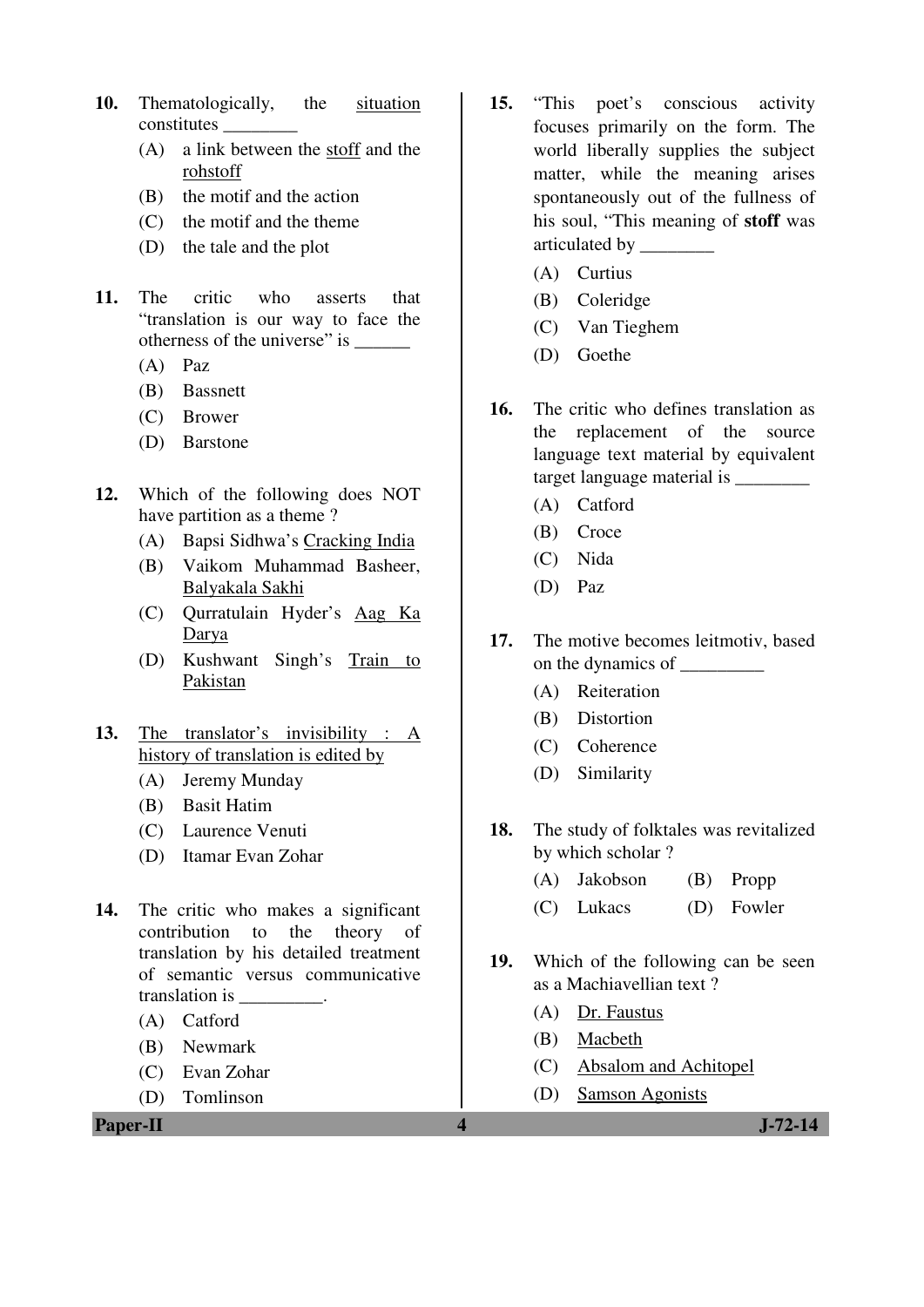10. Thematologically, the <u>situation</u> constitutes ________
    - (A) a link between the <u>stoff</u> and the <u>rohstoff</u>
    - (B) the motif and the action
    - (C) the motif and the theme
    - (D) the tale and the plot

11. The critic who asserts that "translation is our way to face the otherness of the universe" is ______
    - (A) Paz
    - (B) Bassnett
    - (C) Brower
    - (D) Barstone

12. Which of the following does NOT have partition as a theme ?
    - (A) Bapsi Sidhwa's <u>Cracking India</u>
    - (B) Vaikom Muhammad Basheer, <u>Balyakala Sakhi</u>
    - (C) Qurratulain Hyder's <u>Aag Ka Darya</u>
    - (D) Kushwant Singh's <u>Train to Pakistan</u>

13. <u>The translator's invisibility : A history of translation is edited by</u>
    - (A) Jeremy Munday
    - (B) Basit Hatim
    - (C) Laurence Venuti
    - (D) Itamar Evan Zohar

14. The critic who makes a significant contribution to the theory of translation by his detailed treatment of semantic versus communicative translation is _________.
    - (A) Catford
    - (B) Newmark
    - (C) Evan Zohar
    - (D) Tomlinson

15. "This poet's conscious activity focuses primarily on the form. The world liberally supplies the subject matter, while the meaning arises spontaneously out of the fullness of his soul, "This meaning of **stoff** was articulated by ________
    - (A) Curtius
    - (B) Coleridge
    - (C) Van Tieghem
    - (D) Goethe

16. The critic who defines translation as the replacement of the source language text material by equivalent target language material is ________
    - (A) Catford
    - (B) Croce
    - (C) Nida
    - (D) Paz

17. The motive becomes leitmotiv, based on the dynamics of _________
    - (A) Reiteration
    - (B) Distortion
    - (C) Coherence
    - (D) Similarity

18. The study of folktales was revitalized by which scholar ?
    - (A) Jakobson
    - (B) Propp
    - (C) Lukacs
    - (D) Fowler

19. Which of the following can be seen as a Machiavellian text ?
    - (A) <u>Dr. Faustus</u>
    - (B) <u>Macbeth</u>
    - (C) <u>Absalom and Achitopel</u>
    - (D) <u>Samson Agonists</u>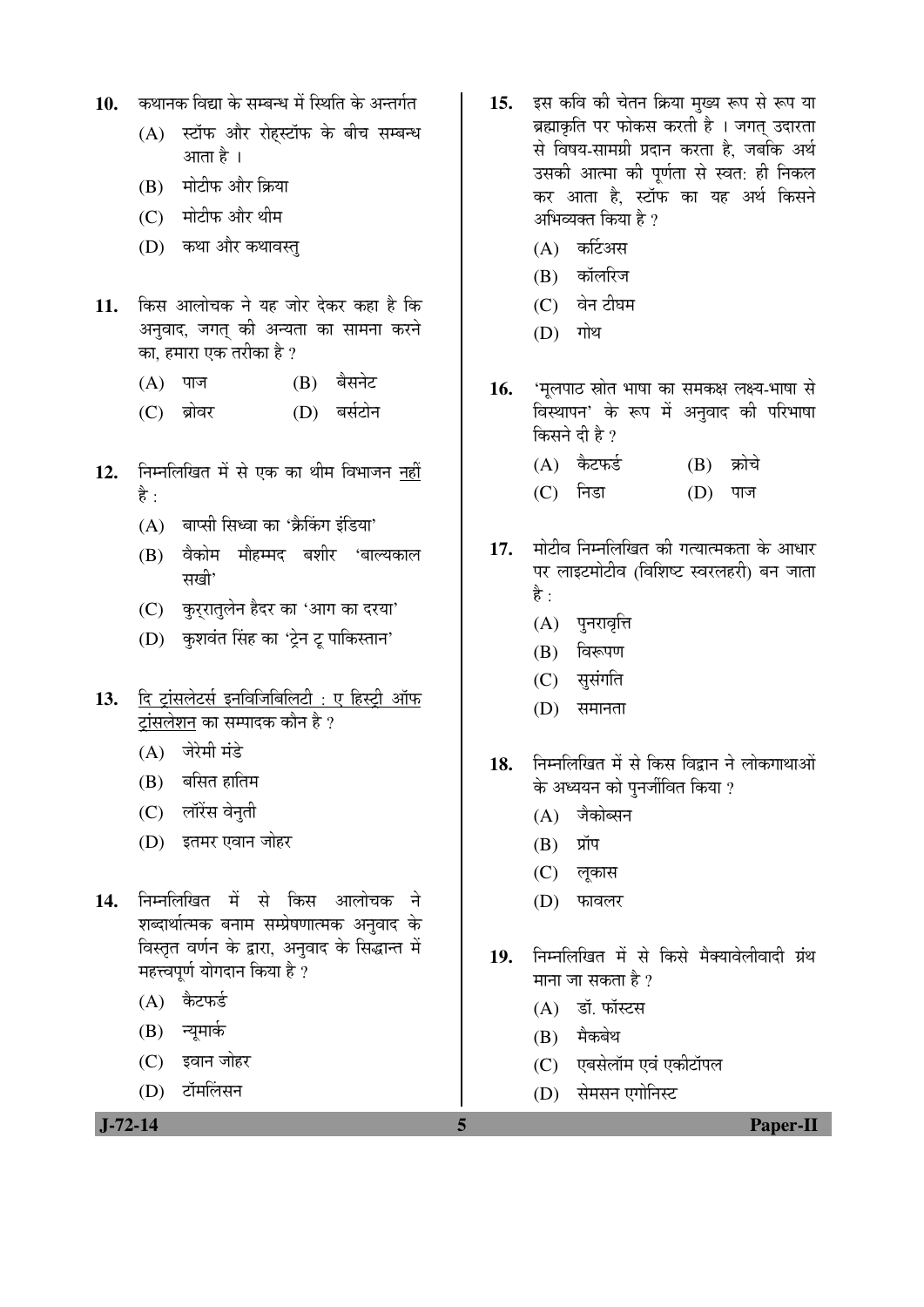10. कथानक विद्या के सम्बन्ध में स्थिति के अन्तर्गत
    - (A) स्टॉफ और रोहस्टॉफ के बीच सम्बन्ध आता है ।
    - (B) मोटीफ और क्रिया
    - (C) मोटीफ और थीम
    - (D) कथा और कथावस्तु

11. किस आलोचक ने यह जोर देकर कहा है कि अनुवाद, जगत् की अन्यता का सामना करने का, हमारा एक तरीका है ?
    - (A) पाज
    - (B) बैसनेट
    - (C) ब्रोवर
    - (D) बर्सटोन

12. निम्नलिखित में से एक का थीम विभाजन नहीं है :
    - (A) बाप्सी सिध्वा का 'क्रैकिंग इंडिया'
    - (B) वैकोम मौहम्मद बशीर 'बाल्यकाल सखी'
    - (C) कुर्रातुलेन हैदर का 'आग का दरया'
    - (D) कुशवंत सिंह का 'ट्रेन टू पाकिस्तान'

13. दि ट्रांसलेटर्स इनविजिबिलिटी : ए हिस्ट्री ऑफ ट्रांसलेशन का सम्पादक कौन है ?
    - (A) जेरेमी मंडे
    - (B) बसित हातिम
    - (C) लॉरेंस वेनुती
    - (D) इतमर एवान जोहर

14. निम्नलिखित में से किस आलोचक ने शब्दार्थात्मक बनाम सम्प्रेषणात्मक अनुवाद के विस्तृत वर्णन के द्वारा, अनुवाद के सिद्धान्त में महत्त्वपूर्ण योगदान किया है ?
    - (A) कैटफर्ड
    - (B) न्यूमार्क
    - (C) इवान जोहर
    - (D) टॉमलिंसन

15. इस कवि की चेतन क्रिया मुख्य रूप से रूप या ब्रह्माकृति पर फोकस करती है । जगत् उदारता से विषय-सामग्री प्रदान करता है, जबकि अर्थ उसकी आत्मा की पूर्णता से स्वत: ही निकल कर आता है, स्टॉफ का यह अर्थ किसने अभिव्यक्त किया है ?
    - (A) कर्टिअस
    - (B) कॉलरिज
    - (C) वेन टीघम
    - (D) गोथ

16. 'मूलपाठ स्रोत भाषा का समकक्ष लक्ष्य-भाषा से विस्थापन' के रूप में अनुवाद की परिभाषा किसने दी है ?
    - (A) कैटफर्ड
    - (B) क्रोचे
    - (C) निडा
    - (D) पाज

17. मोटीव निम्नलिखित की गत्यात्मकता के आधार पर लाइटमोटीव (विशिष्ट स्वरलहरी) बन जाता है :
    - (A) पुनरावृत्ति
    - (B) विरूपण
    - (C) सुसंगति
    - (D) समानता

18. निम्नलिखित में से किस विद्वान ने लोकगाथाओं के अध्ययन को पुनर्जीवित किया ?
    - (A) जैकोब्सन
    - (B) प्रॉप
    - (C) लूकास
    - (D) फावलर

19. निम्नलिखित में से किसे मैक्यावेलीवादी ग्रंथ माना जा सकता है ?
    - (A) डॉ. फॉस्टस
    - (B) मैकबेथ
    - (C) एबसेलॉम एवं एकीटॉपल
    - (D) सेमसन एगोनिस्ट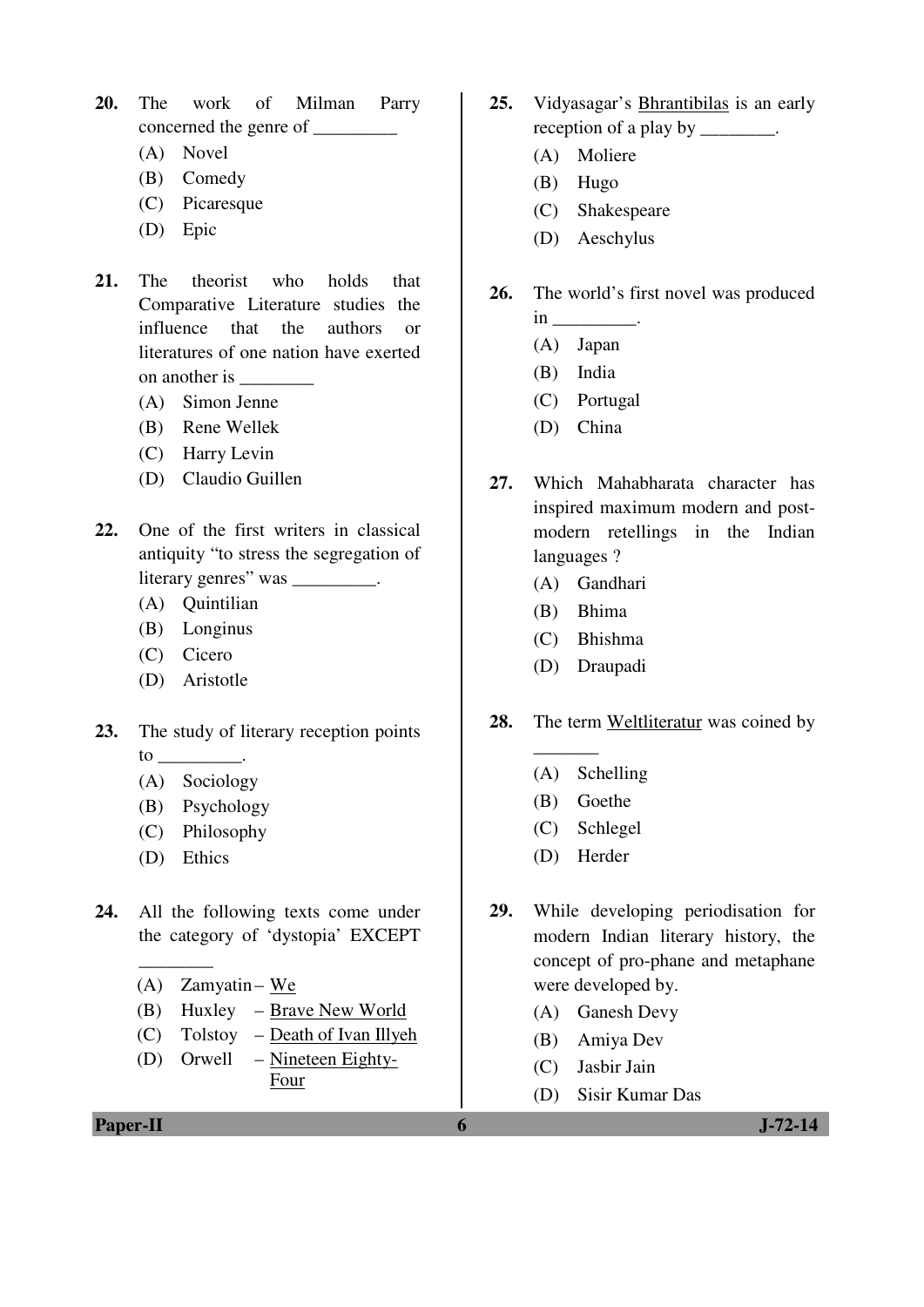20. The work of Milman Parry concerned the genre of _________
    (A) Novel
    (B) Comedy
    (C) Picaresque
    (D) Epic

21. The theorist who holds that Comparative Literature studies the influence that the authors or literatures of one nation have exerted on another is ________
    (A) Simon Jenne
    (B) Rene Wellek
    (C) Harry Levin
    (D) Claudio Guillen

22. One of the first writers in classical antiquity "to stress the segregation of literary genres" was _________.
    (A) Quintilian
    (B) Longinus
    (C) Cicero
    (D) Aristotle

23. The study of literary reception points to _________.
    (A) Sociology
    (B) Psychology
    (C) Philosophy
    (D) Ethics

24. All the following texts come under the category of 'dystopia' EXCEPT ________
    (A) Zamyatin – <u>We</u>
    (B) Huxley – <u>Brave New World</u>
    (C) Tolstoy – <u>Death of Ivan Illyeh</u>
    (D) Orwell – <u>Nineteen Eighty-Four</u>

25. Vidyasagar's <u>Bhrantibilas</u> is an early reception of a play by ________.
    (A) Moliere
    (B) Hugo
    (C) Shakespeare
    (D) Aeschylus

26. The world's first novel was produced in _________.
    (A) Japan
    (B) India
    (C) Portugal
    (D) China

27. Which Mahabharata character has inspired maximum modern and post-modern retellings in the Indian languages ?
    (A) Gandhari
    (B) Bhima
    (C) Bhishma
    (D) Draupadi

28. The term <u>Weltliteratur</u> was coined by _______
    (A) Schelling
    (B) Goethe
    (C) Schlegel
    (D) Herder

29. While developing periodisation for modern Indian literary history, the concept of pro-phane and metaphane were developed by.
    (A) Ganesh Devy
    (B) Amiya Dev
    (C) Jasbir Jain
    (D) Sisir Kumar Das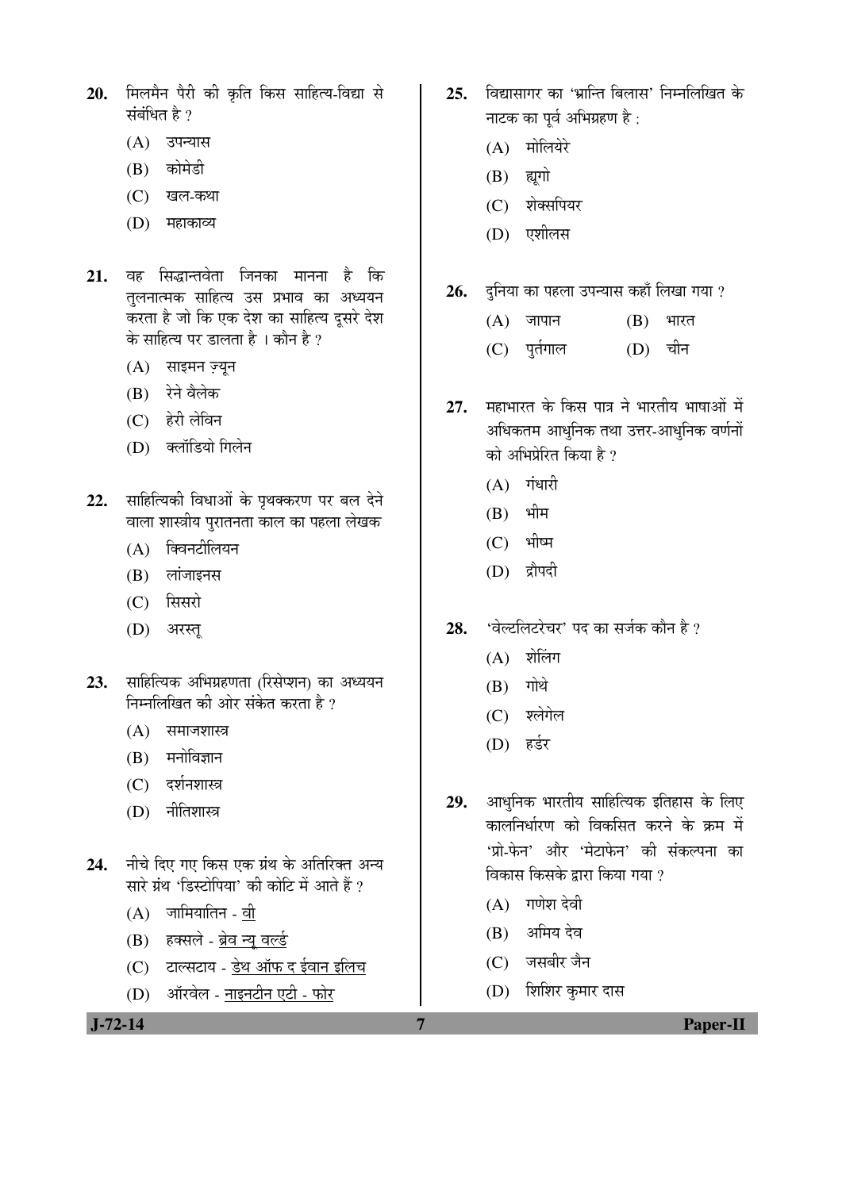20. मिलमैन पैरी की कृति किस साहित्य-विद्या से संबंधित है ?

    (A) उपन्यास
    (B) कोमेडी
    (C) खल-कथा
    (D) महाकाव्य

21. वह सिद्धान्तवेता जिनका मानना है कि तुलनात्मक साहित्य उस प्रभाव का अध्ययन करता है जो कि एक देश का साहित्य दूसरे देश के साहित्य पर डालता है । कौन है ?

    (A) साइमन ज़्यून
    (B) रेने वैलेक
    (C) हेरी लेविन
    (D) क्लॉडियो गिलेन

22. साहित्यिकी विधाओं के पृथक्करण पर बल देने वाला शास्त्रीय पुरातनता काल का पहला लेखक

    (A) क्विनटीलियन
    (B) लांजाइनस
    (C) सिसरो
    (D) अरस्तू

23. साहित्यिक अभिग्रहणता (रिसेप्शन) का अध्ययन निम्नलिखित की ओर संकेत करता है ?

    (A) समाजशास्त्र
    (B) मनोविज्ञान
    (C) दर्शनशास्त्र
    (D) नीतिशास्त्र

24. नीचे दिए गए किस एक ग्रंथ के अतिरिक्त अन्य सारे ग्रंथ 'डिस्टोपिया' की कोटि में आते हैं ?

    (A) जामियातिन - <u>वी</u>
    (B) हक्सले - <u>ब्रेव न्यू वर्ल्ड</u>
    (C) टाल्सटाय - <u>डेथ ऑफ द ईवान इलिच</u>
    (D) ऑरवेल - <u>नाइनटीन एटी - फोर</u>

25. विद्यासागर का 'भ्रान्ति बिलास' निम्नलिखित के नाटक का पूर्व अभिग्रहण है :

    (A) मोलियेरे
    (B) ह्यूगो
    (C) शेक्सपियर
    (D) एशीलस

26. दुनिया का पहला उपन्यास कहाँ लिखा गया ?

    (A) जापान
    (B) भारत
    (C) पुर्तगाल
    (D) चीन

27. महाभारत के किस पात्र ने भारतीय भाषाओं में अधिकतम आधुनिक तथा उत्तर-आधुनिक वर्णनों को अभिप्रेरित किया है ?

    (A) गंधारी
    (B) भीम
    (C) भीष्म
    (D) द्रौपदी

28. 'वेल्टलिटरेचर' पद का सर्जक कौन है ?

    (A) शेलिंग
    (B) गोथे
    (C) श्लेगेल
    (D) हर्डर

29. आधुनिक भारतीय साहित्यिक इतिहास के लिए कालनिर्धारण को विकसित करने के क्रम में 'प्रो-फेन' और 'मेटाफेन' की संकल्पना का विकास किसके द्वारा किया गया ?

    (A) गणेश देवी
    (B) अमिय देव
    (C) जसबीर जैन
    (D) शिशिर कुमार दास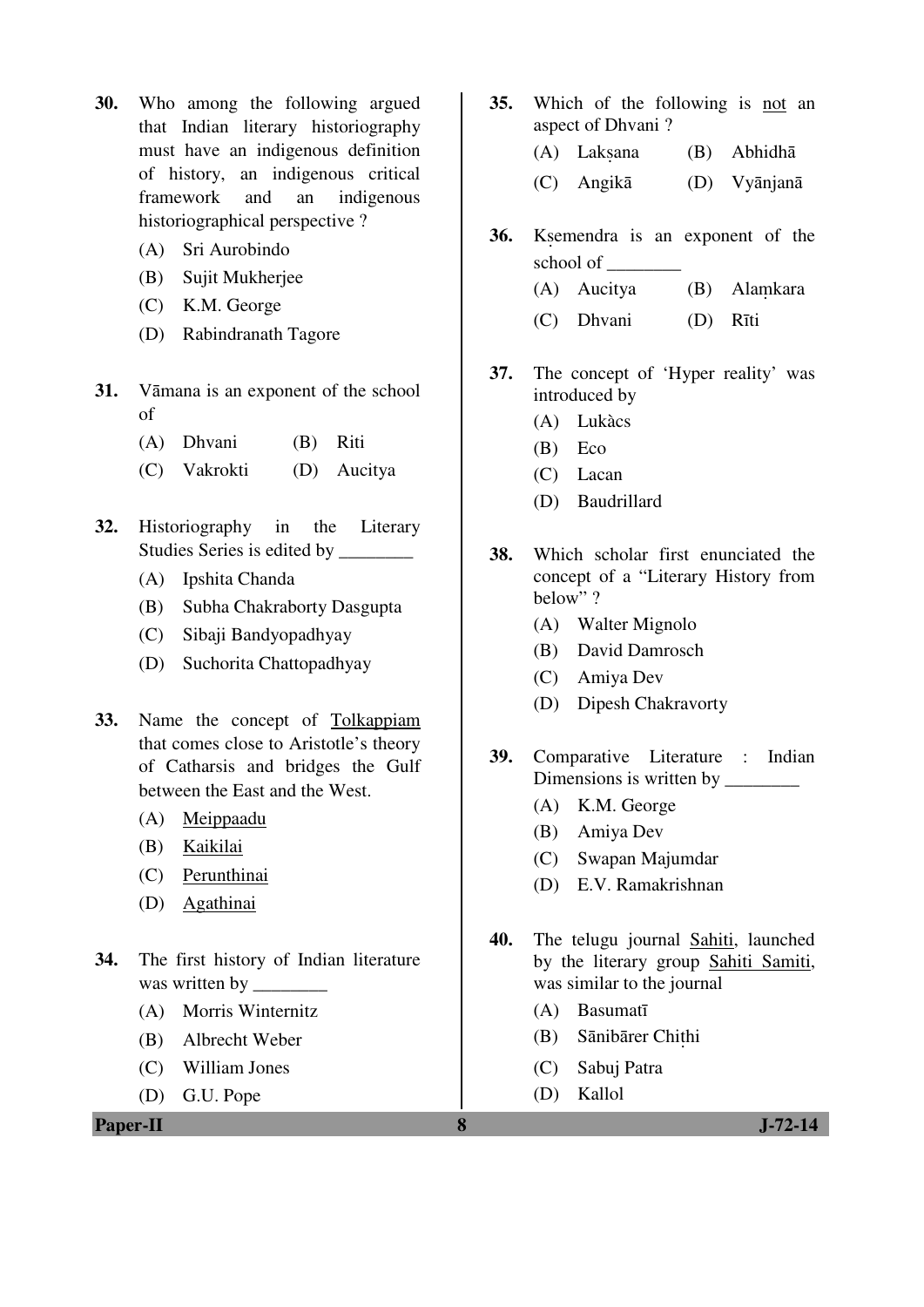30. Who among the following argued that Indian literary historiography must have an indigenous definition of history, an indigenous critical framework and an indigenous historiographical perspective ?
    (A) Sri Aurobindo
    (B) Sujit Mukherjee
    (C) K.M. George
    (D) Rabindranath Tagore

31. Vāmana is an exponent of the school of
    (A) Dhvani (B) Riti
    (C) Vakrokti (D) Aucitya

32. Historiography in the Literary Studies Series is edited by ________
    (A) Ipshita Chanda
    (B) Subha Chakraborty Dasgupta
    (C) Sibaji Bandyopadhyay
    (D) Suchorita Chattopadhyay

33. Name the concept of <u>Tolkappiam</u> that comes close to Aristotle's theory of Catharsis and bridges the Gulf between the East and the West.
    (A) <u>Meippaadu</u>
    (B) <u>Kaikilai</u>
    (C) <u>Perunthinai</u>
    (D) <u>Agathinai</u>

34. The first history of Indian literature was written by ________
    (A) Morris Winternitz
    (B) Albrecht Weber
    (C) William Jones
    (D) G.U. Pope

35. Which of the following is <u>not</u> an aspect of Dhvani ?
    (A) Lakṣana (B) Abhidhā
    (C) Angikā (D) Vyānjanā

36. Kṣemendra is an exponent of the school of ________
    (A) Aucitya (B) Alaṃkara
    (C) Dhvani (D) Rīti

37. The concept of 'Hyper reality' was introduced by
    (A) Lukàcs
    (B) Eco
    (C) Lacan
    (D) Baudrillard

38. Which scholar first enunciated the concept of a "Literary History from below" ?
    (A) Walter Mignolo
    (B) David Damrosch
    (C) Amiya Dev
    (D) Dipesh Chakravorty

39. Comparative Literature : Indian Dimensions is written by ________
    (A) K.M. George
    (B) Amiya Dev
    (C) Swapan Majumdar
    (D) E.V. Ramakrishnan

40. The telugu journal <u>Sahiti</u>, launched by the literary group <u>Sahiti Samiti</u>, was similar to the journal
    (A) Basumatī
    (B) Sānibārer Chiṭhi
    (C) Sabuj Patra
    (D) Kallol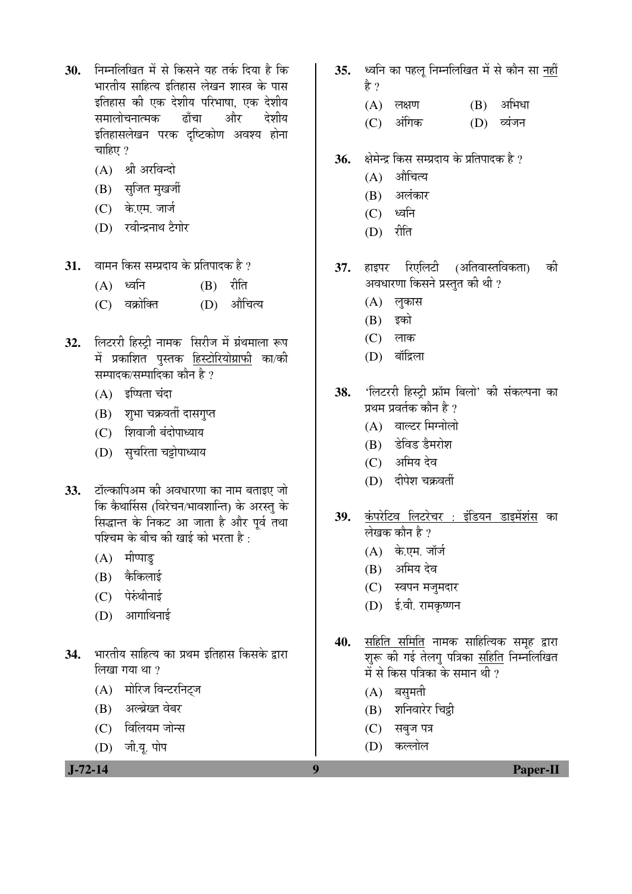30. निम्नलिखित में से किसने यह तर्क दिया है कि भारतीय साहित्य इतिहास लेखन शास्त्र के पास इतिहास की एक देशीय परिभाषा, एक देशीय समालोचनात्मक ढाँचा और देशीय इतिहासलेखन परक दृष्टिकोण अवश्य होना चाहिए ?
   (A) श्री अरविन्दो
   (B) सुजित मुखर्जी
   (C) के.एम. जार्ज
   (D) रवीन्द्रनाथ टैगोर

31. वामन किस सम्प्रदाय के प्रतिपादक है ?
   (A) ध्वनि
   (B) रीति
   (C) वक्रोक्ति
   (D) औचित्य

32. लिटररी हिस्ट्री नामक सिरीज में ग्रंथमाला रूप में प्रकाशित पुस्तक <u>हिस्टोरियोग्राफी</u> का/की सम्पादक/सम्पादिका कौन है ?
   (A) इप्सिता चंदा
   (B) शुभा चक्रवर्ती दासगुप्त
   (C) शिवाजी बंदोपाध्याय
   (D) सुचरिता चट्टोपाध्याय

33. टॉल्कापिअम की अवधारणा का नाम बताइए जो कि कैथार्सिस (विरेचन/भावशान्ति) के अरस्तु के सिद्धान्त के निकट आ जाता है और पूर्व तथा पश्चिम के बीच की खाई को भरता है :
   (A) मीप्पाडु
   (B) कैकिलाई
   (C) पेरुंथीनाई
   (D) आगाथिनाई

34. भारतीय साहित्य का प्रथम इतिहास किसके द्वारा लिखा गया था ?
   (A) मोरिज विन्टरनिट्ज
   (B) अल्ब्रेख्त वेबर
   (C) विलियम जोन्स
   (D) जी.यू. पोप

35. ध्वनि का पहलू निम्नलिखित में से कौन सा <u>नहीं</u> है ?
   (A) लक्षण
   (B) अभिधा
   (C) अंगिक
   (D) व्यंजन

36. क्षेमेन्द्र किस सम्प्रदाय के प्रतिपादक है ?
   (A) औचित्य
   (B) अलंकार
   (C) ध्वनि
   (D) रीति

37. हाइपर रिएलिटी (अतिवास्तविकता) की अवधारणा किसने प्रस्तुत की थी ?
   (A) लुकास
   (B) इको
   (C) लाक
   (D) बॉद्रिला

38. 'लिटररी हिस्ट्री फ्रॉम बिलो' की संकल्पना का प्रथम प्रवर्तक कौन है ?
   (A) वाल्टर मिग्नोलो
   (B) डेविड डैमरोश
   (C) अमिय देव
   (D) दीपेश चक्रवर्ती

39. <u>कंपरेटिव लिटरेचर : इंडियन डाइमेंशंस</u> का लेखक कौन है ?
   (A) के.एम. जॉर्ज
   (B) अमिय देव
   (C) स्वपन मजुमदार
   (D) ई.वी. रामकृष्णन

40. <u>सहिति समिति</u> नामक साहित्यिक समूह द्वारा शुरू की गई तेलगु पत्रिका <u>सहिति</u> निम्नलिखित में से किस पत्रिका के समान थी ?
   (A) बसुमती
   (B) शनिवारेर चिठ्ठी
   (C) सबुज पत्र
   (D) कल्लोल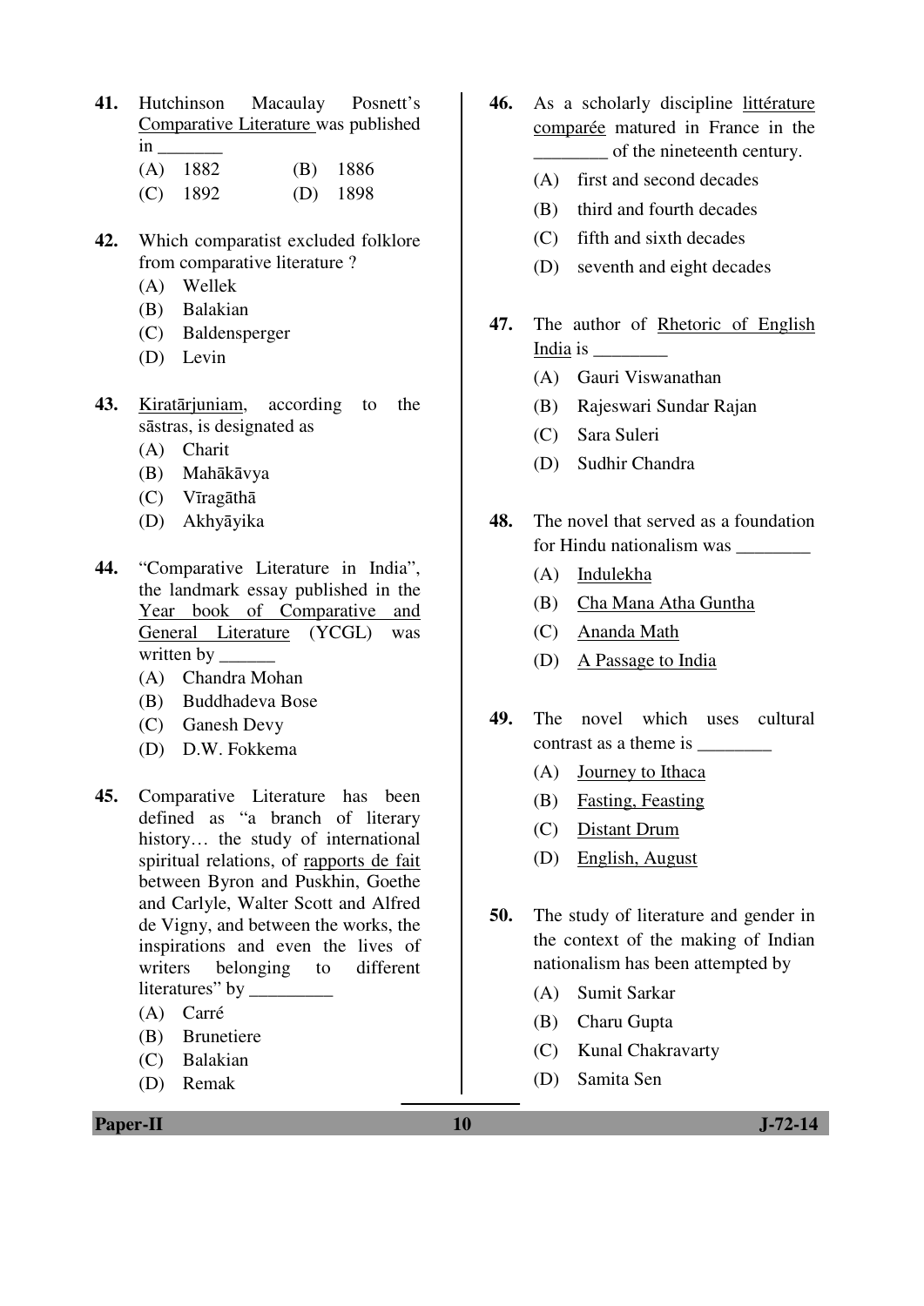**41.** Hutchinson Macaulay Posnett's <u>Comparative Literature</u> was published in _______

(A) 1882 (B) 1886

(C) 1892 (D) 1898

**42.** Which comparatist excluded folklore from comparative literature ?

(A) Wellek

(B) Balakian

(C) Baldensperger

(D) Levin

**43.** <u>Kiratārjuniam</u>, according to the sāstras, is designated as

(A) Charit

(B) Mahākāvya

(C) Vīragāthā

(D) Akhyāyika

**44.** "Comparative Literature in India", the landmark essay published in the <u>Year book of Comparative and General Literature</u> (YCGL) was written by ______

(A) Chandra Mohan

(B) Buddhadeva Bose

(C) Ganesh Devy

(D) D.W. Fokkema

**45.** Comparative Literature has been defined as "a branch of literary history… the study of international spiritual relations, of <u>rapports de fait</u> between Byron and Puskhin, Goethe and Carlyle, Walter Scott and Alfred de Vigny, and between the works, the inspirations and even the lives of writers belonging to different literatures" by _________

(A) Carré

(B) Brunetiere

(C) Balakian

(D) Remak

**46.** As a scholarly discipline <u>littérature comparée</u> matured in France in the ________ of the nineteenth century.

(A) first and second decades

(B) third and fourth decades

(C) fifth and sixth decades

(D) seventh and eight decades

**47.** The author of <u>Rhetoric of English India</u> is ________

(A) Gauri Viswanathan

(B) Rajeswari Sundar Rajan

(C) Sara Suleri

(D) Sudhir Chandra

**48.** The novel that served as a foundation for Hindu nationalism was ________

(A) <u>Indulekha</u>

(B) <u>Cha Mana Atha Guntha</u>

(C) <u>Ananda Math</u>

(D) <u>A Passage to India</u>

**49.** The novel which uses cultural contrast as a theme is ________

(A) <u>Journey to Ithaca</u>

(B) <u>Fasting, Feasting</u>

(C) <u>Distant Drum</u>

(D) <u>English, August</u>

**50.** The study of literature and gender in the context of the making of Indian nationalism has been attempted by

(A) Sumit Sarkar

(B) Charu Gupta

(C) Kunal Chakravarty

(D) Samita Sen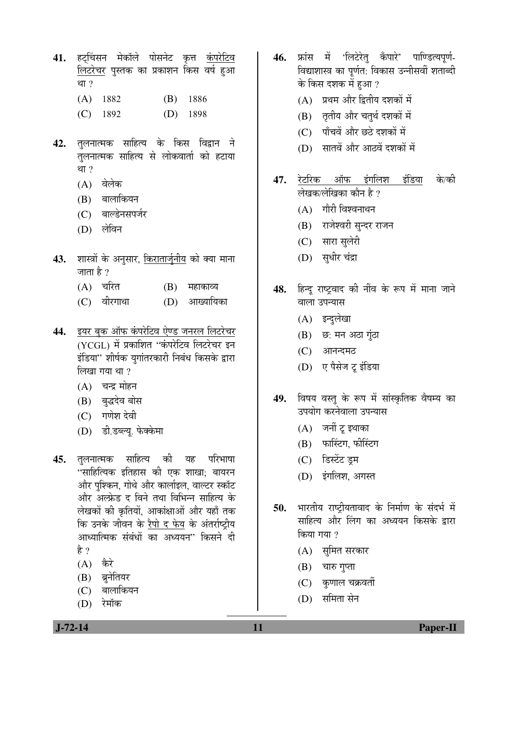**41.** हट्चिंसन मेकॉले पोसनेट कृत्त <u>कंपरेटिव लिटरेचर</u> पुस्तक का प्रकाशन किस वर्ष हुआ था ?

(A) 1882 (B) 1886

(C) 1892 (D) 1898

**42.** तुलनात्मक साहित्य के किस विद्वान ने तुलनात्मक साहित्य से लोकवार्ता को हटाया था ?

(A) वेलेक

(B) बालाकियन

(C) बाल्डेनसपर्जर

(D) लेविन

**43.** शास्त्रों के अनुसार, <u>किरातार्जुनीय</u> को क्या माना जाता है ?

(A) चरित (B) महाकाव्य

(C) वीरगाथा (D) आख्यायिका

**44.** <u>इयर बुक ऑफ कंपरेटिव ऐण्ड जनरल लिटरेचर</u> (YCGL) में प्रकाशित "कंपरेटिव लिटरेचर इन इंडिया" शीर्षक युगांतरकारी निबंध किसके द्वारा लिखा गया था ?

(A) चन्द्र मोहन

(B) बुद्धदेव बोस

(C) गणेश देवी

(D) डी.डब्ल्यू. फेक्केमा

**45.** तुलनात्मक साहित्य की यह परिभाषा "साहित्यिक इतिहास की एक शाखा; बायरन और पुश्किन, गोथे और कार्लाइल, वाल्टर स्कॉट और अल्फ्रेड द विने तथा विभिन्न साहित्य के लेखकों की कृतियों, आकांक्षाओं और यहाँ तक कि उनके जीवन के <u>रैपो द फेय</u> के अंतर्राष्ट्रीय आध्यात्मिक संबंधों का अध्ययन" किसने दी है ?

(A) कैरे

(B) ब्रुनेतियर

(C) बालाकियन

(D) रेमॉक

**46.** फ्रांस में 'लिटेरेतु कँपारे' पाण्डित्यपूर्ण-विद्याशास्त्र का पूर्णत: विकास उन्नीसवीं शताब्दी के किस दशक में हुआ ?

(A) प्रथम और द्वितीय दशकों में

(B) तृतीय और चतुर्थ दशकों में

(C) पाँचवें और छठे दशकों में

(D) सातवें और आठवें दशकों में

**47.** <u>रेटरिक ऑफ इंगलिश इंडिया</u> के/की लेखक/लेखिका कौन है ?

(A) गौरी विश्वनाथन

(B) राजेश्वरी सुन्दर राजन

(C) सारा सुलेरी

(D) सुधीर चंद्रा

**48.** हिन्दू राष्ट्रवाद की नींव के रूप में माना जाने वाला उपन्यास

(A) इन्दुलेखा

(B) छ: मन अठा गुंठा

(C) आनन्दमठ

(D) ए पैसेज टू इंडिया

**49.** विषय वस्तु के रूप में सांस्कृतिक वैषम्य का उपयोग करनेवाला उपन्यास

(A) जर्नी टू इथाका

(B) फास्टिंग, फीस्टिंग

(C) डिस्टेंट ड्रम

(D) इंगलिश, अगस्त

**50.** भारतीय राष्ट्रीयतावाद के निर्माण के संदर्भ में साहित्य और लिंग का अध्ययन किसके द्वारा किया गया ?

(A) सुमित सरकार

(B) चारु गुप्ता

(C) कुणाल चक्रवर्ती

(D) समिता सेन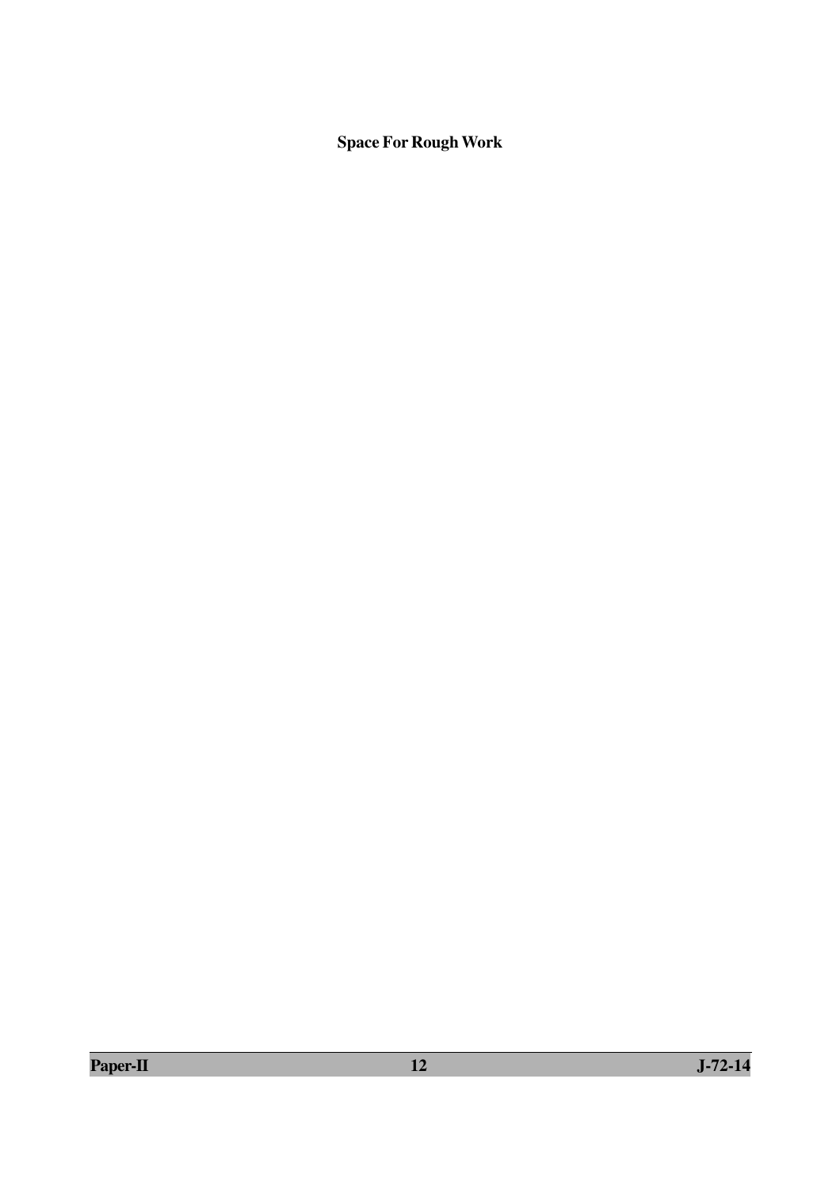**Space For Rough Work**